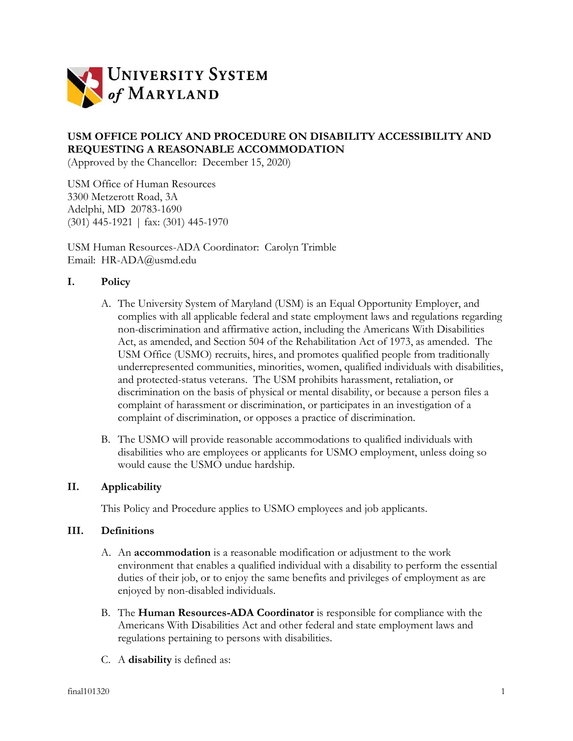UNIVERSITY SYSTEM of MARYLAND

**USM OFFICE POLICY AND PROCEDURE ON DISABILITY ACCESSIBILITY AND REQUESTING A REASONABLE ACCOMMODATION**
(Approved by the Chancellor: December 15, 2020)

USM Office of Human Resources
3300 Metzerott Road, 3A
Adelphi, MD 20783-1690
(301) 445-1921 | fax: (301) 445-1970

USM Human Resources-ADA Coordinator: Carolyn Trimble
Email: HR-ADA@usmd.edu

## I. Policy

A. The University System of Maryland (USM) is an Equal Opportunity Employer, and complies with all applicable federal and state employment laws and regulations regarding non-discrimination and affirmative action, including the Americans With Disabilities Act, as amended, and Section 504 of the Rehabilitation Act of 1973, as amended. The USM Office (USMO) recruits, hires, and promotes qualified people from traditionally underrepresented communities, minorities, women, qualified individuals with disabilities, and protected-status veterans. The USM prohibits harassment, retaliation, or discrimination on the basis of physical or mental disability, or because a person files a complaint of harassment or discrimination, or participates in an investigation of a complaint of discrimination, or opposes a practice of discrimination.

B. The USMO will provide reasonable accommodations to qualified individuals with disabilities who are employees or applicants for USMO employment, unless doing so would cause the USMO undue hardship.

## II. Applicability

This Policy and Procedure applies to USMO employees and job applicants.

## III. Definitions

A. An **accommodation** is a reasonable modification or adjustment to the work environment that enables a qualified individual with a disability to perform the essential duties of their job, or to enjoy the same benefits and privileges of employment as are enjoyed by non-disabled individuals.

B. The **Human Resources-ADA Coordinator** is responsible for compliance with the Americans With Disabilities Act and other federal and state employment laws and regulations pertaining to persons with disabilities.

C. A **disability** is defined as: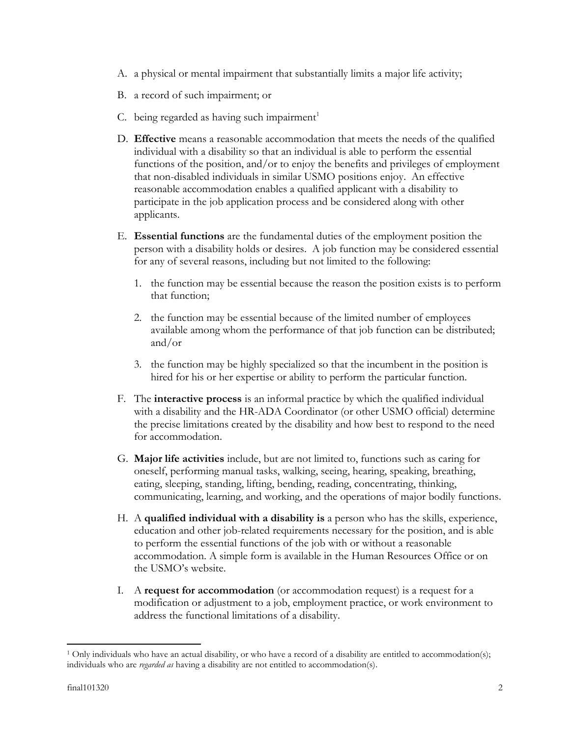A. a physical or mental impairment that substantially limits a major life activity;

B. a record of such impairment; or

C. being regarded as having such impairment[1]

D. **Effective** means a reasonable accommodation that meets the needs of the qualified individual with a disability so that an individual is able to perform the essential functions of the position, and/or to enjoy the benefits and privileges of employment that non-disabled individuals in similar USMO positions enjoy. An effective reasonable accommodation enables a qualified applicant with a disability to participate in the job application process and be considered along with other applicants.

E. **Essential functions** are the fundamental duties of the employment position the person with a disability holds or desires. A job function may be considered essential for any of several reasons, including but not limited to the following:

   1. the function may be essential because the reason the position exists is to perform that function;

   2. the function may be essential because of the limited number of employees available among whom the performance of that job function can be distributed; and/or

   3. the function may be highly specialized so that the incumbent in the position is hired for his or her expertise or ability to perform the particular function.

F. The **interactive process** is an informal practice by which the qualified individual with a disability and the HR-ADA Coordinator (or other USMO official) determine the precise limitations created by the disability and how best to respond to the need for accommodation.

G. **Major life activities** include, but are not limited to, functions such as caring for oneself, performing manual tasks, walking, seeing, hearing, speaking, breathing, eating, sleeping, standing, lifting, bending, reading, concentrating, thinking, communicating, learning, and working, and the operations of major bodily functions.

H. A **qualified individual with a disability is** a person who has the skills, experience, education and other job-related requirements necessary for the position, and is able to perform the essential functions of the job with or without a reasonable accommodation. A simple form is available in the Human Resources Office or on the USMO's website.

I. A **request for accommodation** (or accommodation request) is a request for a modification or adjustment to a job, employment practice, or work environment to address the functional limitations of a disability.

---

[1] Only individuals who have an actual disability, or who have a record of a disability are entitled to accommodation(s); individuals who are *regarded as* having a disability are not entitled to accommodation(s).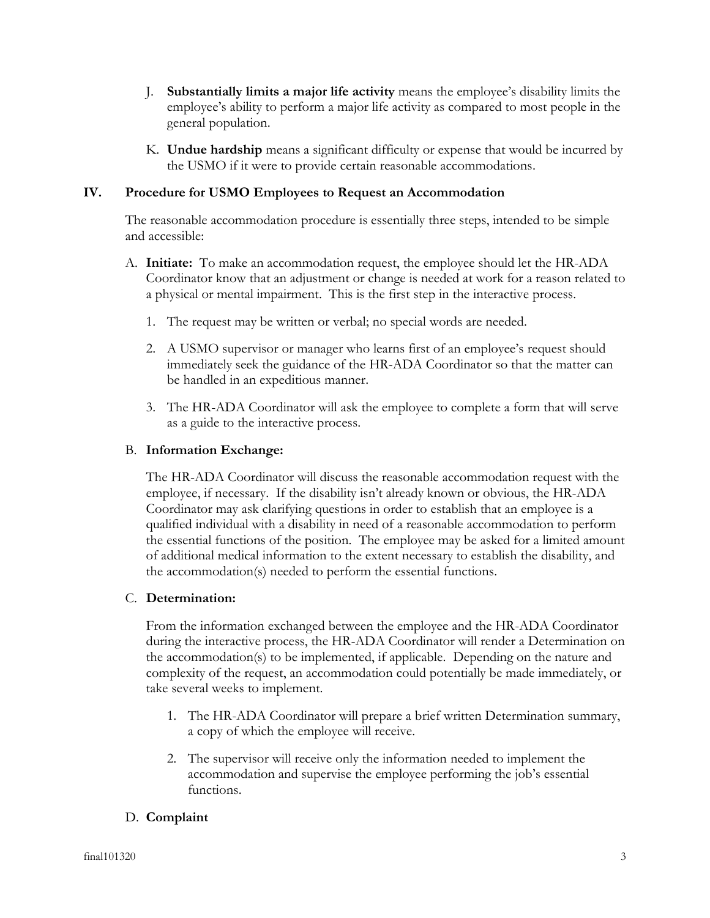J. **Substantially limits a major life activity** means the employee's disability limits the employee's ability to perform a major life activity as compared to most people in the general population.

K. **Undue hardship** means a significant difficulty or expense that would be incurred by the USMO if it were to provide certain reasonable accommodations.

## IV. Procedure for USMO Employees to Request an Accommodation

The reasonable accommodation procedure is essentially three steps, intended to be simple and accessible:

A. **Initiate:** To make an accommodation request, the employee should let the HR-ADA Coordinator know that an adjustment or change is needed at work for a reason related to a physical or mental impairment. This is the first step in the interactive process.

1. The request may be written or verbal; no special words are needed.
2. A USMO supervisor or manager who learns first of an employee's request should immediately seek the guidance of the HR-ADA Coordinator so that the matter can be handled in an expeditious manner.
3. The HR-ADA Coordinator will ask the employee to complete a form that will serve as a guide to the interactive process.

B. **Information Exchange:**

The HR-ADA Coordinator will discuss the reasonable accommodation request with the employee, if necessary. If the disability isn't already known or obvious, the HR-ADA Coordinator may ask clarifying questions in order to establish that an employee is a qualified individual with a disability in need of a reasonable accommodation to perform the essential functions of the position. The employee may be asked for a limited amount of additional medical information to the extent necessary to establish the disability, and the accommodation(s) needed to perform the essential functions.

C. **Determination:**

From the information exchanged between the employee and the HR-ADA Coordinator during the interactive process, the HR-ADA Coordinator will render a Determination on the accommodation(s) to be implemented, if applicable. Depending on the nature and complexity of the request, an accommodation could potentially be made immediately, or take several weeks to implement.

1. The HR-ADA Coordinator will prepare a brief written Determination summary, a copy of which the employee will receive.
2. The supervisor will receive only the information needed to implement the accommodation and supervise the employee performing the job's essential functions.

D. **Complaint**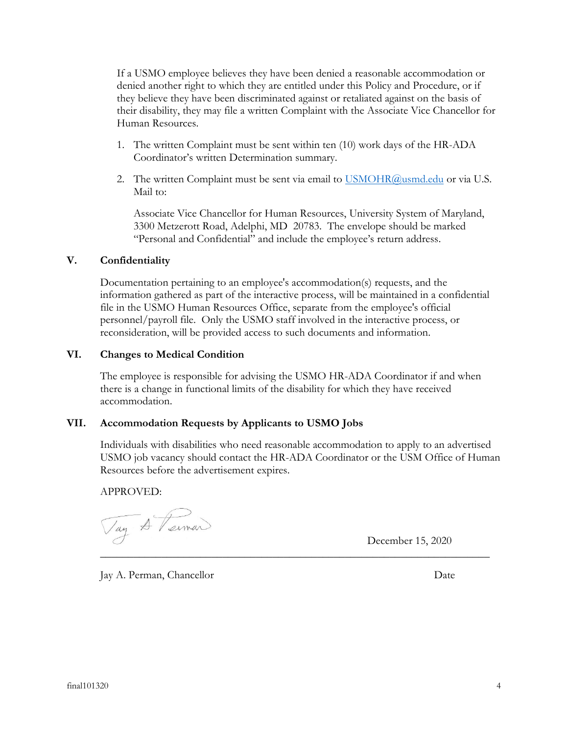If a USMO employee believes they have been denied a reasonable accommodation or denied another right to which they are entitled under this Policy and Procedure, or if they believe they have been discriminated against or retaliated against on the basis of their disability, they may file a written Complaint with the Associate Vice Chancellor for Human Resources.

1. The written Complaint must be sent within ten (10) work days of the HR-ADA Coordinator's written Determination summary.

2. The written Complaint must be sent via email to USMOHR@usmd.edu or via U.S. Mail to:

   Associate Vice Chancellor for Human Resources, University System of Maryland, 3300 Metzerott Road, Adelphi, MD 20783. The envelope should be marked "Personal and Confidential" and include the employee's return address.

## V. Confidentiality

Documentation pertaining to an employee's accommodation(s) requests, and the information gathered as part of the interactive process, will be maintained in a confidential file in the USMO Human Resources Office, separate from the employee's official personnel/payroll file. Only the USMO staff involved in the interactive process, or reconsideration, will be provided access to such documents and information.

## VI. Changes to Medical Condition

The employee is responsible for advising the USMO HR-ADA Coordinator if and when there is a change in functional limits of the disability for which they have received accommodation.

## VII. Accommodation Requests by Applicants to USMO Jobs

Individuals with disabilities who need reasonable accommodation to apply to an advertised USMO job vacancy should contact the HR-ADA Coordinator or the USM Office of Human Resources before the advertisement expires.

APPROVED:

Jay A Perman (signature)

December 15, 2020

Jay A. Perman, Chancellor — Date

final101320